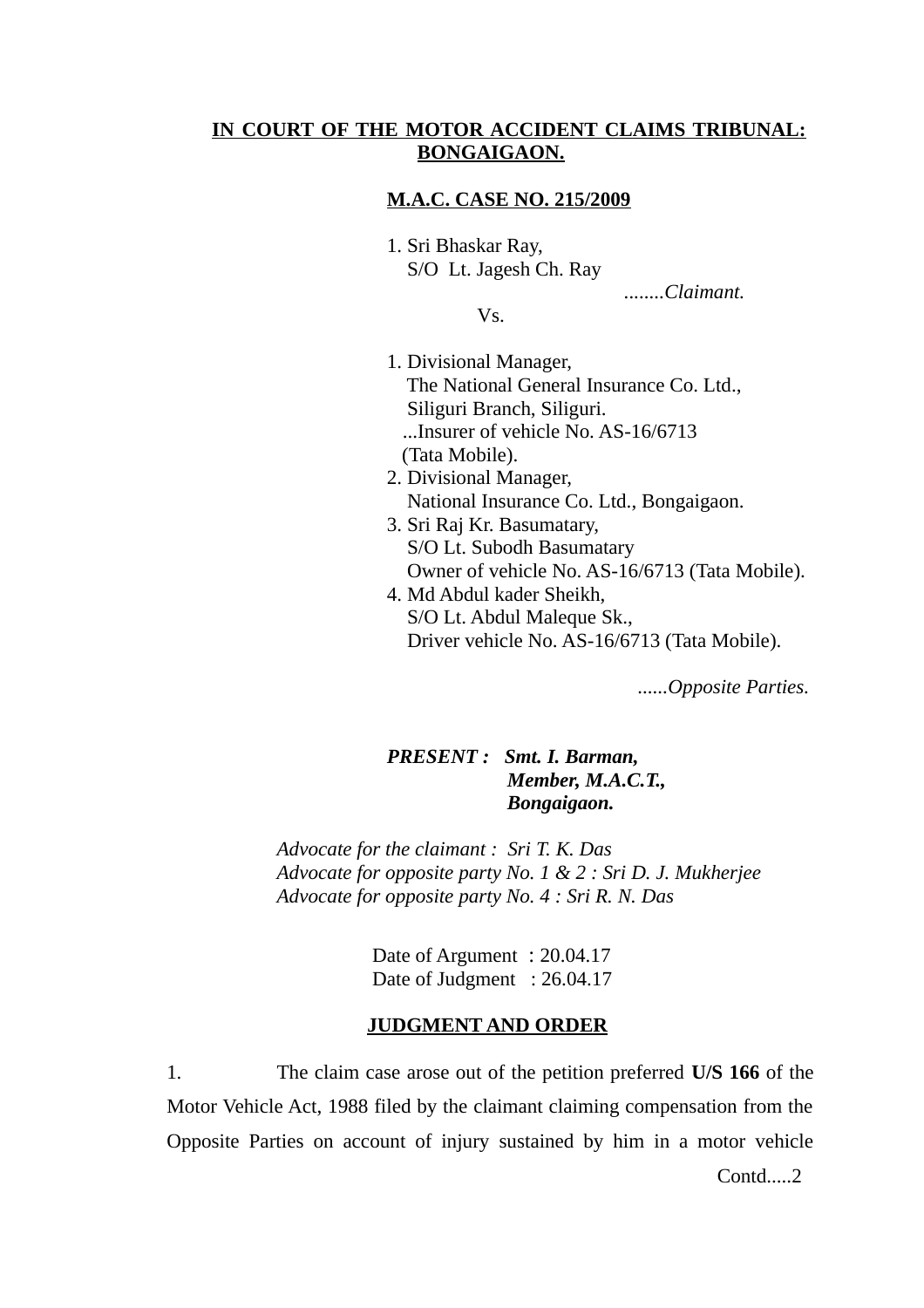**IN COURT OF THE MOTOR ACCIDENT CLAIMS TRIBUNAL: BONGAIGAON.**

**M.A.C. CASE NO. 215/2009**

1. Sri Bhaskar Ray,
   S/O Lt. Jagesh Ch. Ray
   ........*Claimant.*

Vs.

1. Divisional Manager,
   The National General Insurance Co. Ltd.,
   Siliguri Branch, Siliguri.
   ...Insurer of vehicle No. AS-16/6713
   (Tata Mobile).
2. Divisional Manager,
   National Insurance Co. Ltd., Bongaigaon.
3. Sri Raj Kr. Basumatary,
   S/O Lt. Subodh Basumatary
   Owner of vehicle No. AS-16/6713 (Tata Mobile).
4. Md Abdul kader Sheikh,
   S/O Lt. Abdul Maleque Sk.,
   Driver vehicle No. AS-16/6713 (Tata Mobile).

......*Opposite Parties.*

***PRESENT : Smt. I. Barman,***
***Member, M.A.C.T.,***
***Bongaigaon.***

*Advocate for the claimant : Sri T. K. Das*
*Advocate for opposite party No. 1 & 2 : Sri D. J. Mukherjee*
*Advocate for opposite party No. 4 : Sri R. N. Das*

Date of Argument : 20.04.17
Date of Judgment : 26.04.17

**JUDGMENT AND ORDER**

1. The claim case arose out of the petition preferred **U/S 166** of the Motor Vehicle Act, 1988 filed by the claimant claiming compensation from the Opposite Parties on account of injury sustained by him in a motor vehicle

Contd.....2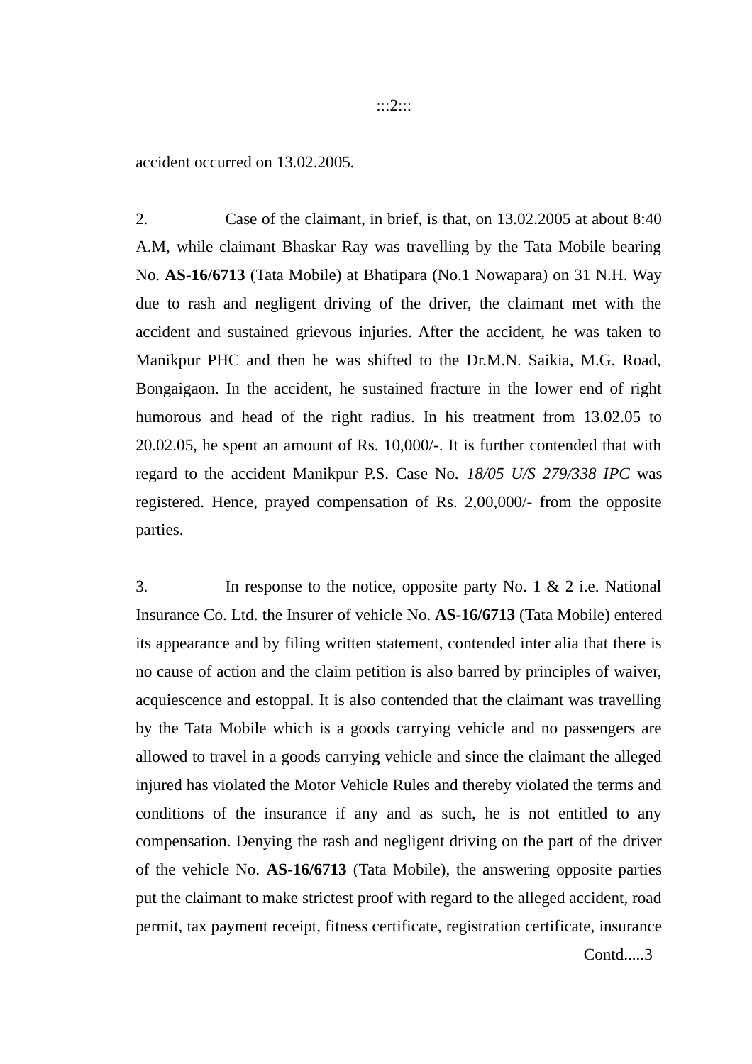accident occurred on 13.02.2005.

2. Case of the claimant, in brief, is that, on 13.02.2005 at about 8:40 A.M, while claimant Bhaskar Ray was travelling by the Tata Mobile bearing No. **AS-16/6713** (Tata Mobile) at Bhatipara (No.1 Nowapara) on 31 N.H. Way due to rash and negligent driving of the driver, the claimant met with the accident and sustained grievous injuries. After the accident, he was taken to Manikpur PHC and then he was shifted to the Dr.M.N. Saikia, M.G. Road, Bongaigaon. In the accident, he sustained fracture in the lower end of right humorous and head of the right radius. In his treatment from 13.02.05 to 20.02.05, he spent an amount of Rs. 10,000/-. It is further contended that with regard to the accident Manikpur P.S. Case No. *18/05 U/S 279/338 IPC* was registered. Hence, prayed compensation of Rs. 2,00,000/- from the opposite parties.

3. In response to the notice, opposite party No. 1 & 2 i.e. National Insurance Co. Ltd. the Insurer of vehicle No. **AS-16/6713** (Tata Mobile) entered its appearance and by filing written statement, contended inter alia that there is no cause of action and the claim petition is also barred by principles of waiver, acquiescence and estoppal. It is also contended that the claimant was travelling by the Tata Mobile which is a goods carrying vehicle and no passengers are allowed to travel in a goods carrying vehicle and since the claimant the alleged injured has violated the Motor Vehicle Rules and thereby violated the terms and conditions of the insurance if any and as such, he is not entitled to any compensation. Denying the rash and negligent driving on the part of the driver of the vehicle No. **AS-16/6713** (Tata Mobile), the answering opposite parties put the claimant to make strictest proof with regard to the alleged accident, road permit, tax payment receipt, fitness certificate, registration certificate, insurance

Contd.....3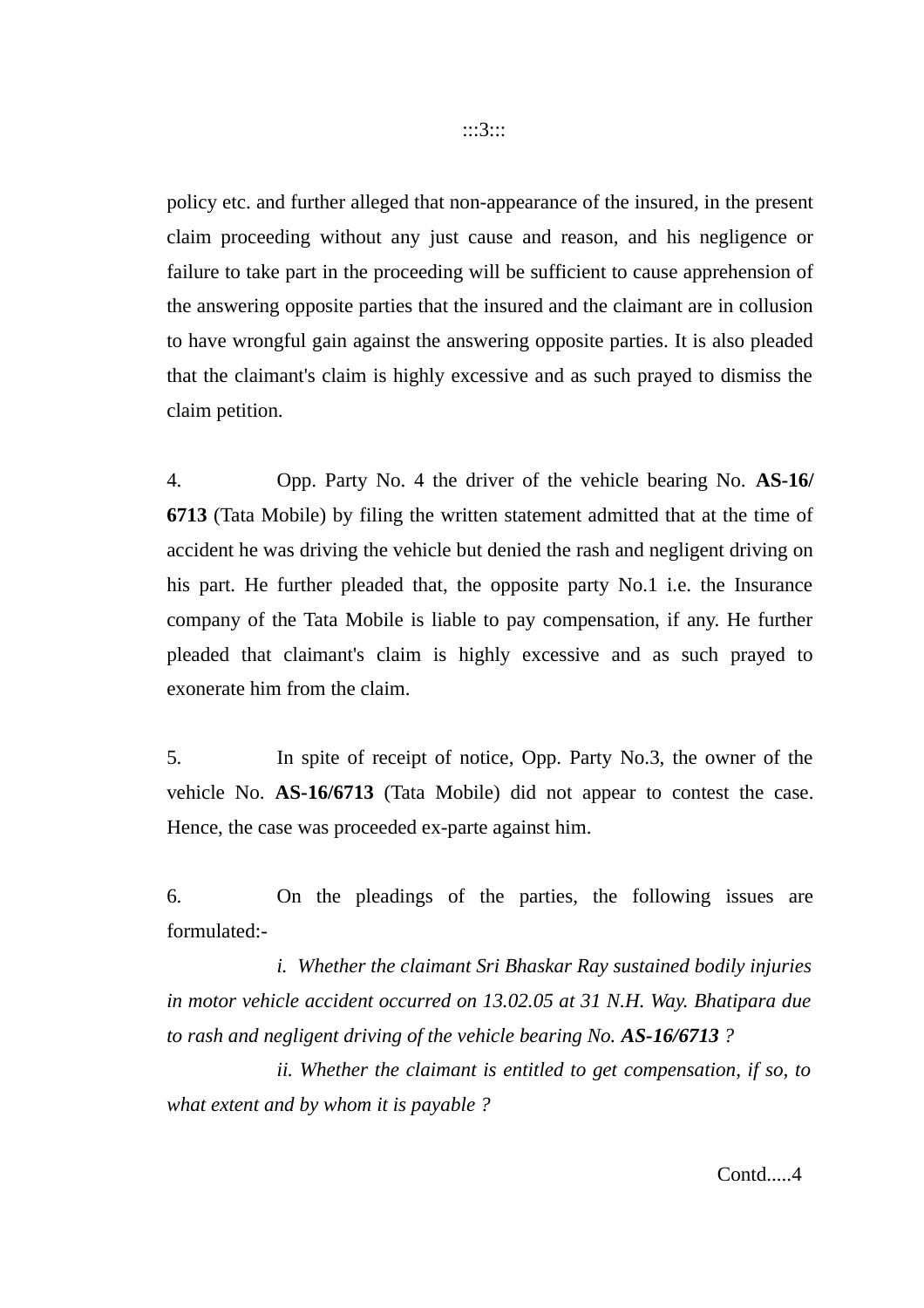policy etc. and further alleged that non-appearance of the insured, in the present claim proceeding without any just cause and reason, and his negligence or failure to take part in the proceeding will be sufficient to cause apprehension of the answering opposite parties that the insured and the claimant are in collusion to have wrongful gain against the answering opposite parties. It is also pleaded that the claimant's claim is highly excessive and as such prayed to dismiss the claim petition.

4. Opp. Party No. 4 the driver of the vehicle bearing No. **AS-16/6713** (Tata Mobile) by filing the written statement admitted that at the time of accident he was driving the vehicle but denied the rash and negligent driving on his part. He further pleaded that, the opposite party No.1 i.e. the Insurance company of the Tata Mobile is liable to pay compensation, if any. He further pleaded that claimant's claim is highly excessive and as such prayed to exonerate him from the claim.

5. In spite of receipt of notice, Opp. Party No.3, the owner of the vehicle No. **AS-16/6713** (Tata Mobile) did not appear to contest the case. Hence, the case was proceeded ex-parte against him.

6. On the pleadings of the parties, the following issues are formulated:-

*i. Whether the claimant Sri Bhaskar Ray sustained bodily injuries in motor vehicle accident occurred on 13.02.05 at 31 N.H. Way. Bhatipara due to rash and negligent driving of the vehicle bearing No.* ***AS-16/6713*** *?*

*ii. Whether the claimant is entitled to get compensation, if so, to what extent and by whom it is payable ?*

Contd.....4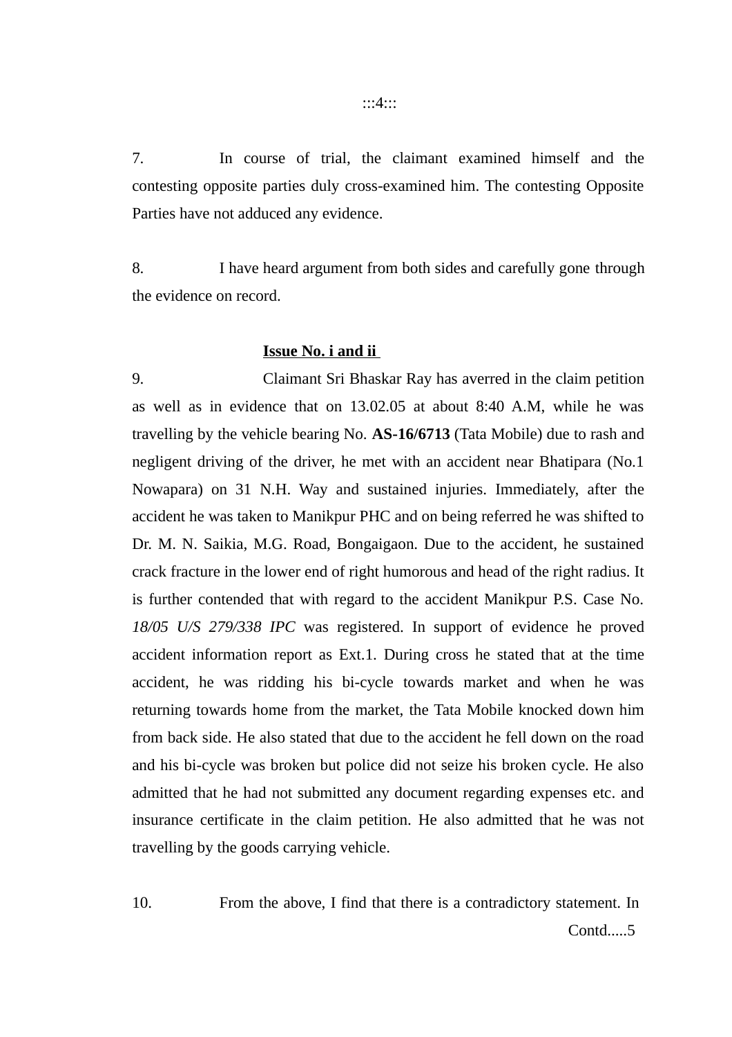7. In course of trial, the claimant examined himself and the contesting opposite parties duly cross-examined him. The contesting Opposite Parties have not adduced any evidence.

8. I have heard argument from both sides and carefully gone through the evidence on record.

**Issue No. i and ii**

9. Claimant Sri Bhaskar Ray has averred in the claim petition as well as in evidence that on 13.02.05 at about 8:40 A.M, while he was travelling by the vehicle bearing No. **AS-16/6713** (Tata Mobile) due to rash and negligent driving of the driver, he met with an accident near Bhatipara (No.1 Nowapara) on 31 N.H. Way and sustained injuries. Immediately, after the accident he was taken to Manikpur PHC and on being referred he was shifted to Dr. M. N. Saikia, M.G. Road, Bongaigaon. Due to the accident, he sustained crack fracture in the lower end of right humorous and head of the right radius. It is further contended that with regard to the accident Manikpur P.S. Case No. *18/05 U/S 279/338 IPC* was registered. In support of evidence he proved accident information report as Ext.1. During cross he stated that at the time accident, he was ridding his bi-cycle towards market and when he was returning towards home from the market, the Tata Mobile knocked down him from back side. He also stated that due to the accident he fell down on the road and his bi-cycle was broken but police did not seize his broken cycle. He also admitted that he had not submitted any document regarding expenses etc. and insurance certificate in the claim petition. He also admitted that he was not travelling by the goods carrying vehicle.

10. From the above, I find that there is a contradictory statement. In

Contd.....5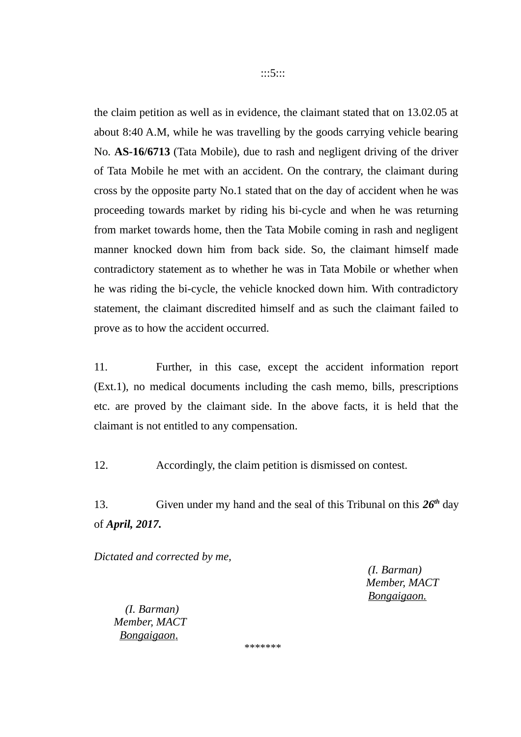the claim petition as well as in evidence, the claimant stated that on 13.02.05 at about 8:40 A.M, while he was travelling by the goods carrying vehicle bearing No. **AS-16/6713** (Tata Mobile), due to rash and negligent driving of the driver of Tata Mobile he met with an accident. On the contrary, the claimant during cross by the opposite party No.1 stated that on the day of accident when he was proceeding towards market by riding his bi-cycle and when he was returning from market towards home, then the Tata Mobile coming in rash and negligent manner knocked down him from back side. So, the claimant himself made contradictory statement as to whether he was in Tata Mobile or whether when he was riding the bi-cycle, the vehicle knocked down him. With contradictory statement, the claimant discredited himself and as such the claimant failed to prove as to how the accident occurred.

11. Further, in this case, except the accident information report (Ext.1), no medical documents including the cash memo, bills, prescriptions etc. are proved by the claimant side. In the above facts, it is held that the claimant is not entitled to any compensation.

12. Accordingly, the claim petition is dismissed on contest.

13. Given under my hand and the seal of this Tribunal on this ***26th*** day of ***April, 2017.***

*Dictated and corrected by me,*

*(I. Barman)*
*Member, MACT*
*Bongaigaon.*

*(I. Barman)*
*Member, MACT*
*Bongaigaon.*

\*\*\*\*\*\*\*